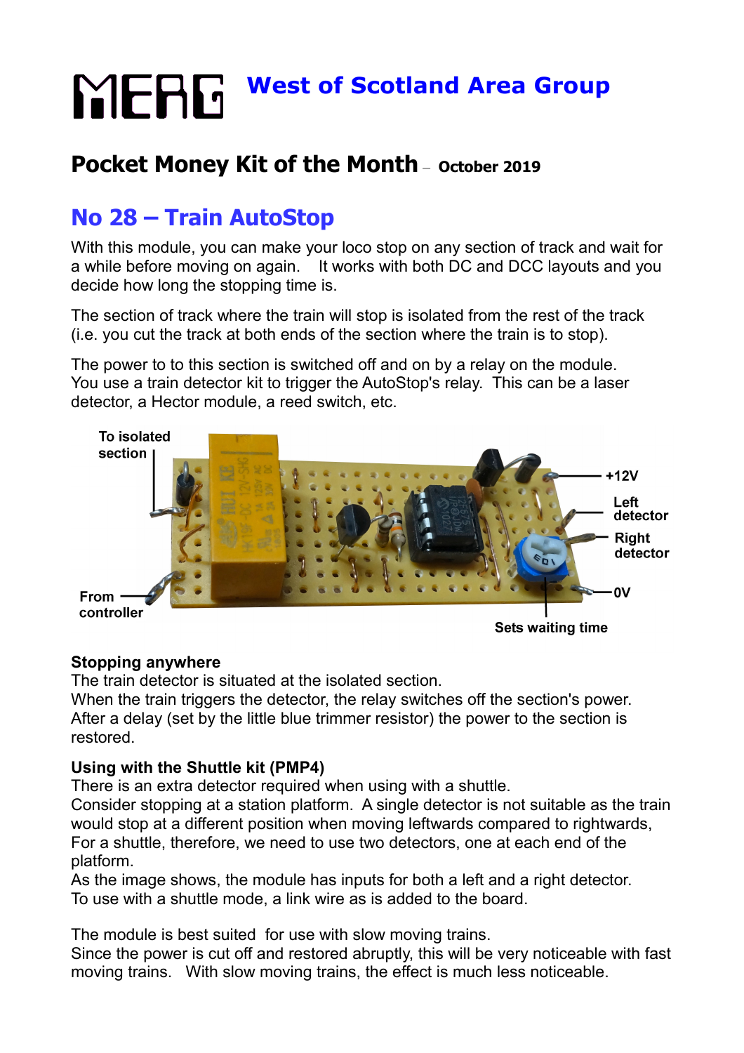# MERG West of Scotland Area Group

## Pocket Money Kit of the Month – October 2019

## No 28 – Train AutoStop

With this module, you can make your loco stop on any section of track and wait for a while before moving on again. It works with both DC and DCC layouts and you decide how long the stopping time is.

The section of track where the train will stop is isolated from the rest of the track (i.e. you cut the track at both ends of the section where the train is to stop).

The power to to this section is switched off and on by a relay on the module. You use a train detector kit to trigger the AutoStop's relay. This can be a laser detector, a Hector module, a reed switch, etc.

To isolated section

From controller

+12V

Left detector

Right detector

0V

Sets waiting time

**Stopping anywhere**
The train detector is situated at the isolated section.
When the train triggers the detector, the relay switches off the section's power. After a delay (set by the little blue trimmer resistor) the power to the section is restored.

**Using with the Shuttle kit (PMP4)**
There is an extra detector required when using with a shuttle.
Consider stopping at a station platform. A single detector is not suitable as the train would stop at a different position when moving leftwards compared to rightwards, For a shuttle, therefore, we need to use two detectors, one at each end of the platform.
As the image shows, the module has inputs for both a left and a right detector.
To use with a shuttle mode, a link wire as is added to the board.

The module is best suited for use with slow moving trains.
Since the power is cut off and restored abruptly, this will be very noticeable with fast moving trains. With slow moving trains, the effect is much less noticeable.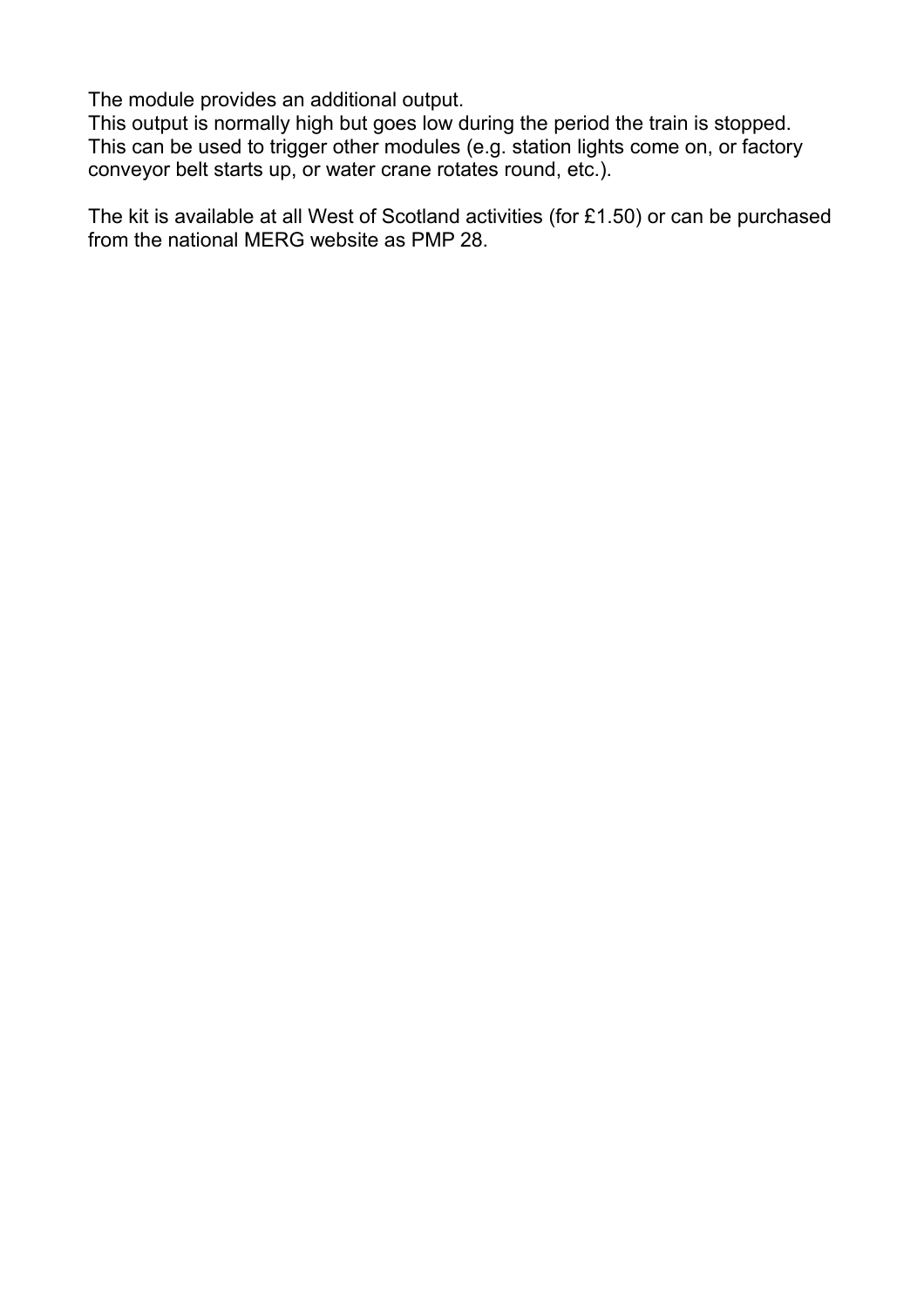The module provides an additional output.
This output is normally high but goes low during the period the train is stopped.
This can be used to trigger other modules (e.g. station lights come on, or factory conveyor belt starts up, or water crane rotates round, etc.).

The kit is available at all West of Scotland activities (for £1.50) or can be purchased from the national MERG website as PMP 28.